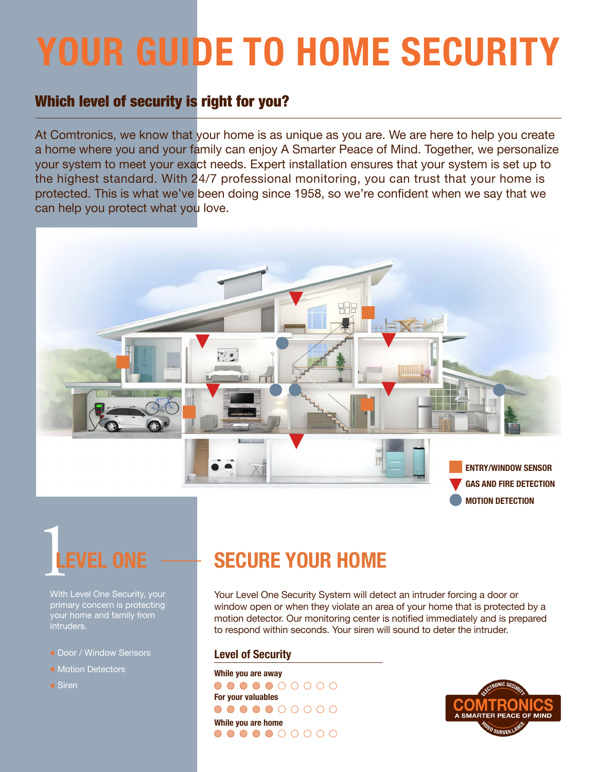# YOUR GUIDE TO HOME SECURITY

## Which level of security is right for you?

At Comtronics, we know that your home is as unique as you are. We are here to help you create a home where you and your family can enjoy A Smarter Peace of Mind. Together, we personalize your system to meet your exact needs. Expert installation ensures that your system is set up to the highest standard. With 24/7 professional monitoring, you can trust that your home is protected. This is what we've been doing since 1958, so we're confident when we say that we can help you protect what you love.

- ENTRY/WINDOW SENSOR
- GAS AND FIRE DETECTION
- MOTION DETECTION

## 1 LEVEL ONE

With Level One Security, your primary concern is protecting your home and family from intruders.

- Door / Window Sensors
- Motion Detectors
- Siren

## SECURE YOUR HOME

Your Level One Security System will detect an intruder forcing a door or window open or when they violate an area of your home that is protected by a motion detector. Our monitoring center is notified immediately and is prepared to respond within seconds. Your siren will sound to deter the intruder.

### Level of Security

**While you are away**

●●●●●○○○○○

**For your valuables**

●●●●●○○○○○

**While you are home**

●●●●●○○○○○

ELECTRONIC SECURITY
COMTRONICS
A SMARTER PEACE OF MIND
VIDEO SURVEILLANCE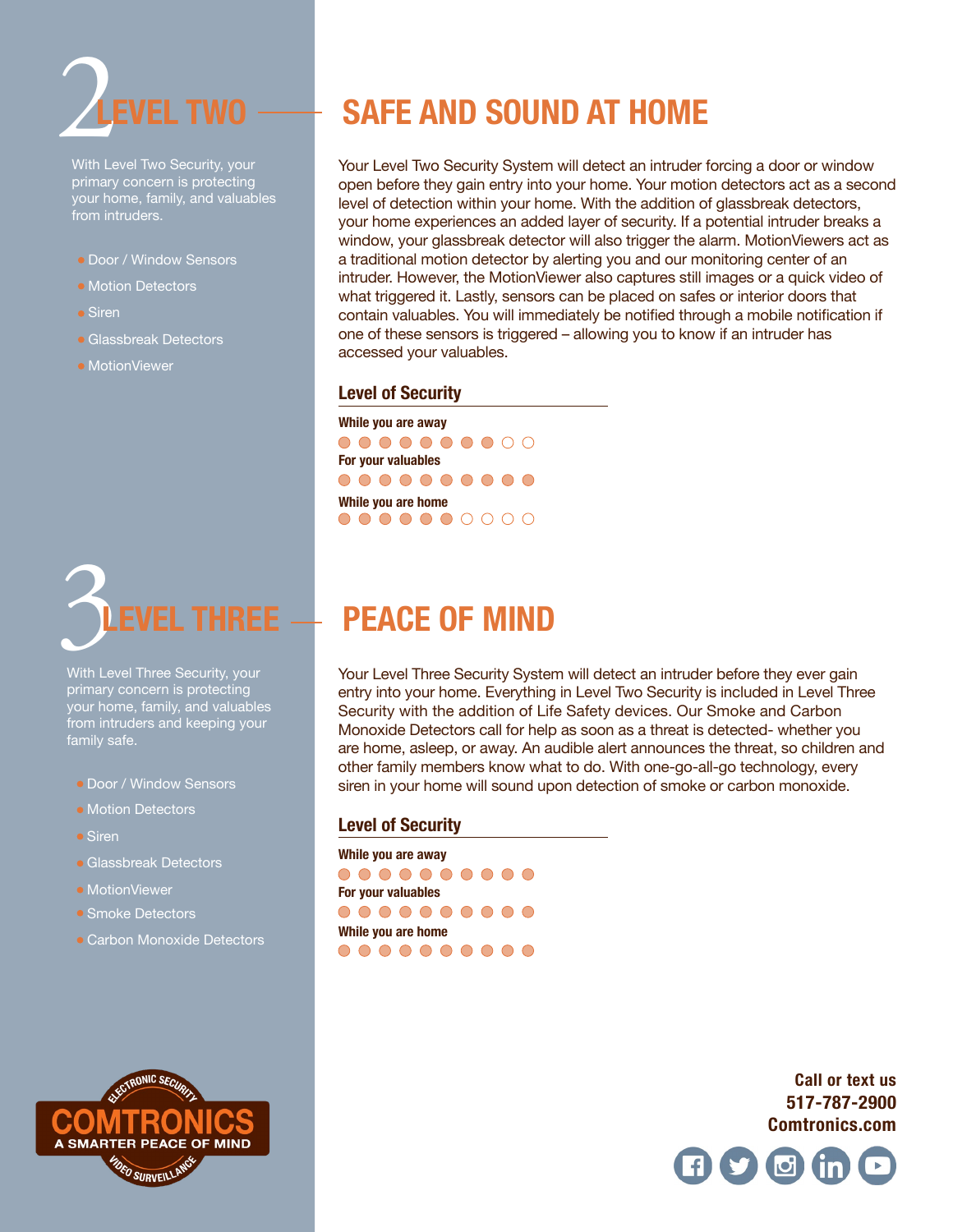## 2 LEVEL TWO

With Level Two Security, your primary concern is protecting your home, family, and valuables from intruders.

- Door / Window Sensors
- Motion Detectors
- Siren
- Glassbreak Detectors
- MotionViewer

## SAFE AND SOUND AT HOME

Your Level Two Security System will detect an intruder forcing a door or window open before they gain entry into your home. Your motion detectors act as a second level of detection within your home. With the addition of glassbreak detectors, your home experiences an added layer of security. If a potential intruder breaks a window, your glassbreak detector will also trigger the alarm. MotionViewers act as a traditional motion detector by alerting you and our monitoring center of an intruder. However, the MotionViewer also captures still images or a quick video of what triggered it. Lastly, sensors can be placed on safes or interior doors that contain valuables. You will immediately be notified through a mobile notification if one of these sensors is triggered – allowing you to know if an intruder has accessed your valuables.

### Level of Security

**While you are away**

●●●●●●●●○○

**For your valuables**

●●●●●●●●●●

**While you are home**

●●●●●●○○○○

## 3 LEVEL THREE

With Level Three Security, your primary concern is protecting your home, family, and valuables from intruders and keeping your family safe.

- Door / Window Sensors
- Motion Detectors
- Siren
- Glassbreak Detectors
- MotionViewer
- Smoke Detectors
- Carbon Monoxide Detectors

## PEACE OF MIND

Your Level Three Security System will detect an intruder before they ever gain entry into your home. Everything in Level Two Security is included in Level Three Security with the addition of Life Safety devices. Our Smoke and Carbon Monoxide Detectors call for help as soon as a threat is detected- whether you are home, asleep, or away. An audible alert announces the threat, so children and other family members know what to do. With one-go-all-go technology, every siren in your home will sound upon detection of smoke or carbon monoxide.

### Level of Security

**While you are away**

●●●●●●●●●●

**For your valuables**

●●●●●●●●●●

**While you are home**

●●●●●●●●●●

ELECTRONIC SECURITY
COMTRONICS
A SMARTER PEACE OF MIND
VIDEO SURVEILLANCE

**Call or text us**
**517-787-2900**
**Comtronics.com**